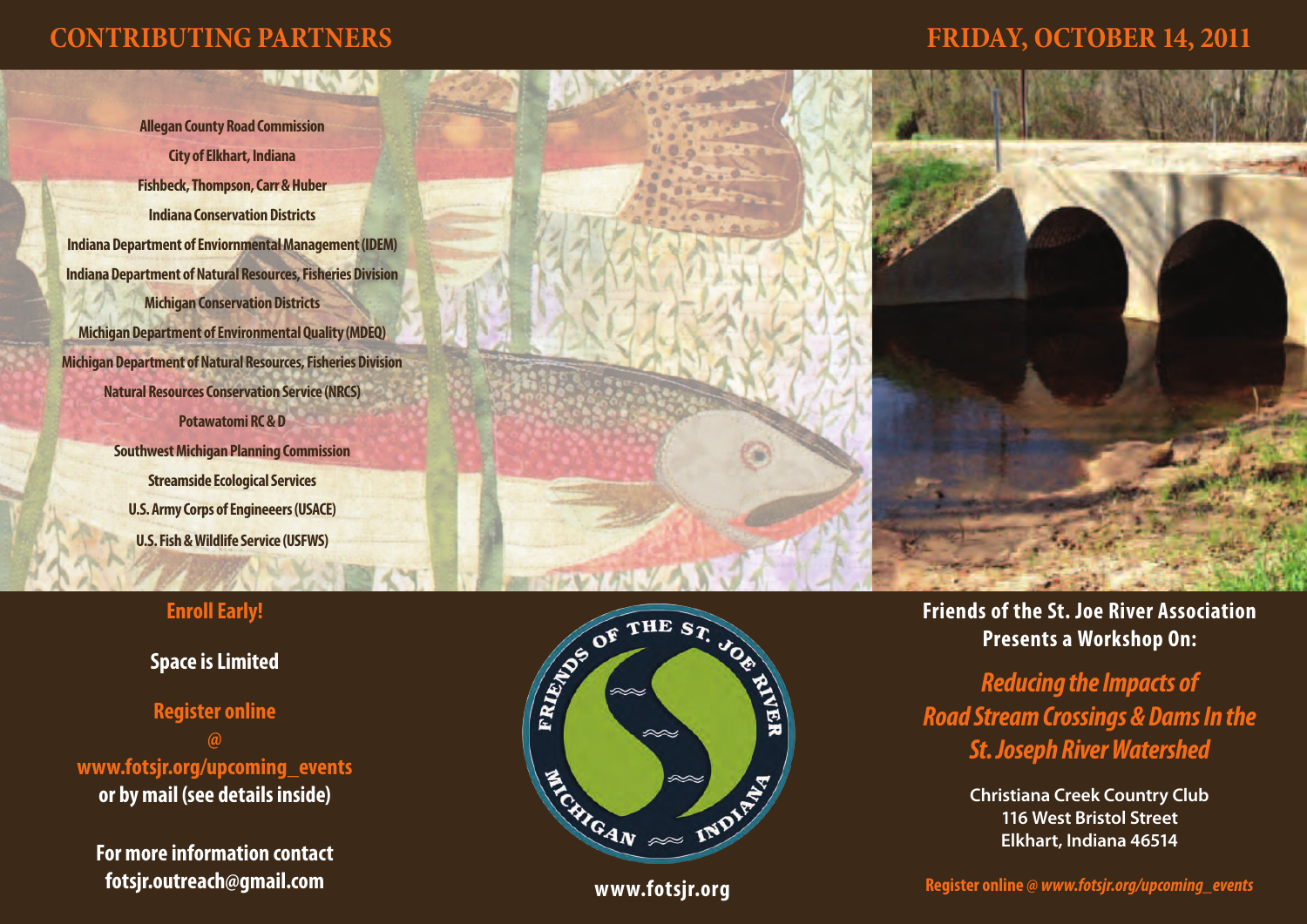## CONTRIBUTING PARTNERS

**Allegan County Road Commission**
**City of Elkhart, Indiana**
**Fishbeck, Thompson, Carr & Huber**
**Indiana Conservation Districts**
**Indiana Department of Enviornmental Management (IDEM)**
**Indiana Department of Natural Resources, Fisheries Division**
**Michigan Conservation Districts**
**Michigan Department of Environmental Quality (MDEQ)**
**Michigan Department of Natural Resources, Fisheries Division**
**Natural Resources Conservation Service (NRCS)**
**Potawatomi RC & D**
**Southwest Michigan Planning Commission**
**Streamside Ecological Services**
**U.S. Army Corps of Engineeers (USACE)**
**U.S. Fish & Wildlife Service (USFWS)**

**Enroll Early!**

**Space is Limited**

**Register online @ www.fotsjr.org/upcoming_events**
**or by mail (see details inside)**

**For more information contact**
**fotsjr.outreach@gmail.com**

FRIENDS OF THE ST. JOE RIVER — MICHIGAN INDIANA

**www.fotsjr.org**

## FRIDAY, OCTOBER 14, 2011

**Friends of the St. Joe River Association Presents a Workshop On:**

## *Reducing the Impacts of Road Stream Crossings & Dams In the St. Joseph River Watershed*

Christiana Creek Country Club
116 West Bristol Street
Elkhart, Indiana 46514

**Register online @ *www.fotsjr.org/upcoming_events***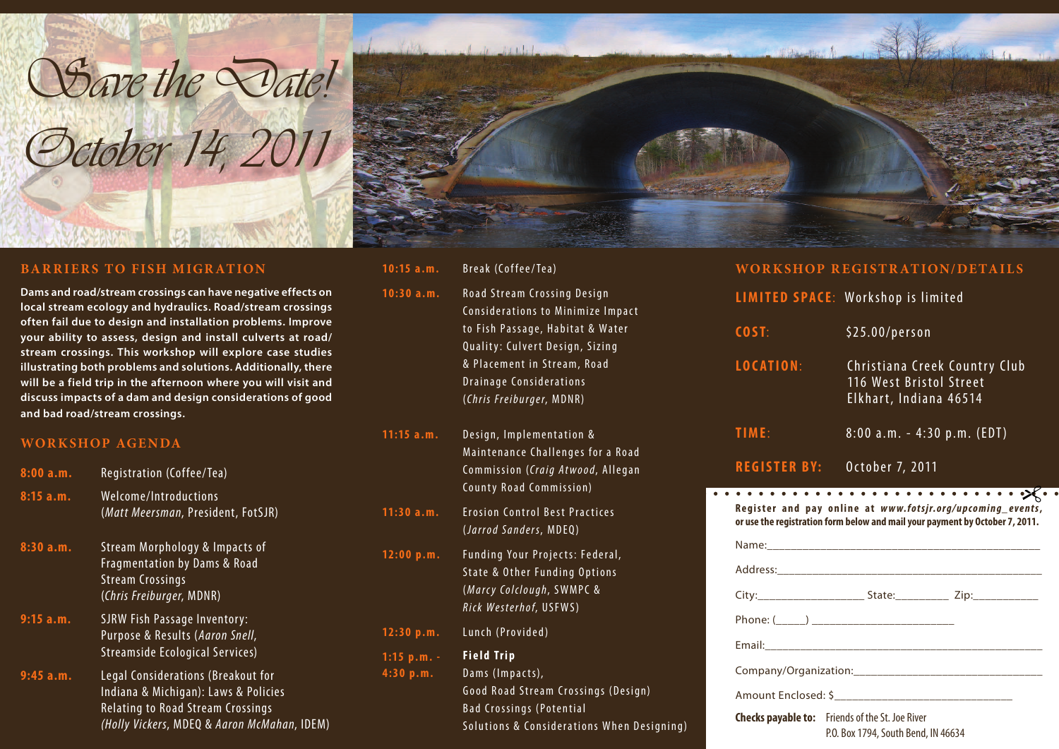# Save the Date!

# October 14, 2011

## BARRIERS TO FISH MIGRATION

**Dams and road/stream crossings can have negative effects on local stream ecology and hydraulics. Road/stream crossings often fail due to design and installation problems. Improve your ability to assess, design and install culverts at road/stream crossings. This workshop will explore case studies illustrating both problems and solutions. Additionally, there will be a field trip in the afternoon where you will visit and discuss impacts of a dam and design considerations of good and bad road/stream crossings.**

## WORKSHOP AGENDA

| | |
|---|---|
| **8:00 a.m.** | Registration (Coffee/Tea) |
| **8:15 a.m.** | Welcome/Introductions (*Matt Meersman*, President, FotSJR) |
| **8:30 a.m.** | Stream Morphology & Impacts of Fragmentation by Dams & Road Stream Crossings (*Chris Freiburger*, MDNR) |
| **9:15 a.m.** | SJRW Fish Passage Inventory: Purpose & Results (*Aaron Snell*, Streamside Ecological Services) |
| **9:45 a.m.** | Legal Considerations (Breakout for Indiana & Michigan): Laws & Policies Relating to Road Stream Crossings (*Holly Vickers*, MDEQ & *Aaron McMahan*, IDEM) |
| **10:15 a.m.** | Break (Coffee/Tea) |
| **10:30 a.m.** | Road Stream Crossing Design Considerations to Minimize Impact to Fish Passage, Habitat & Water Quality: Culvert Design, Sizing & Placement in Stream, Road Drainage Considerations (*Chris Freiburger*, MDNR) |
| **11:15 a.m.** | Design, Implementation & Maintenance Challenges for a Road Commission (*Craig Atwood*, Allegan County Road Commission) |
| **11:30 a.m.** | Erosion Control Best Practices (*Jarrod Sanders*, MDEQ) |
| **12:00 p.m.** | Funding Your Projects: Federal, State & Other Funding Options (*Marcy Colclough*, SWMPC & *Rick Westerhof*, USFWS) |
| **12:30 p.m.** | Lunch (Provided) |
| **1:15 p.m. - 4:30 p.m.** | **Field Trip** Dams (Impacts), Good Road Stream Crossings (Design) Bad Crossings (Potential Solutions & Considerations When Designing) |

## WORKSHOP REGISTRATION/DETAILS

**LIMITED SPACE**: Workshop is limited

**COST**: $25.00/person

**LOCATION**: Christiana Creek Country Club
116 West Bristol Street
Elkhart, Indiana 46514

**TIME**: 8:00 a.m. - 4:30 p.m. (EDT)

**REGISTER BY**: October 7, 2011

---

**Register and pay online at *www.fotsjr.org/upcoming_events*, or use the registration form below and mail your payment by October 7, 2011.**

Name:___________________________________________

Address:_________________________________________

City:__________________ State:_________ Zip:___________

Phone: (_____) ________________________

Email:___________________________________________

Company/Organization:______________________________

Amount Enclosed: $______________________________

**Checks payable to:** Friends of the St. Joe River
P.O. Box 1794, South Bend, IN 46634